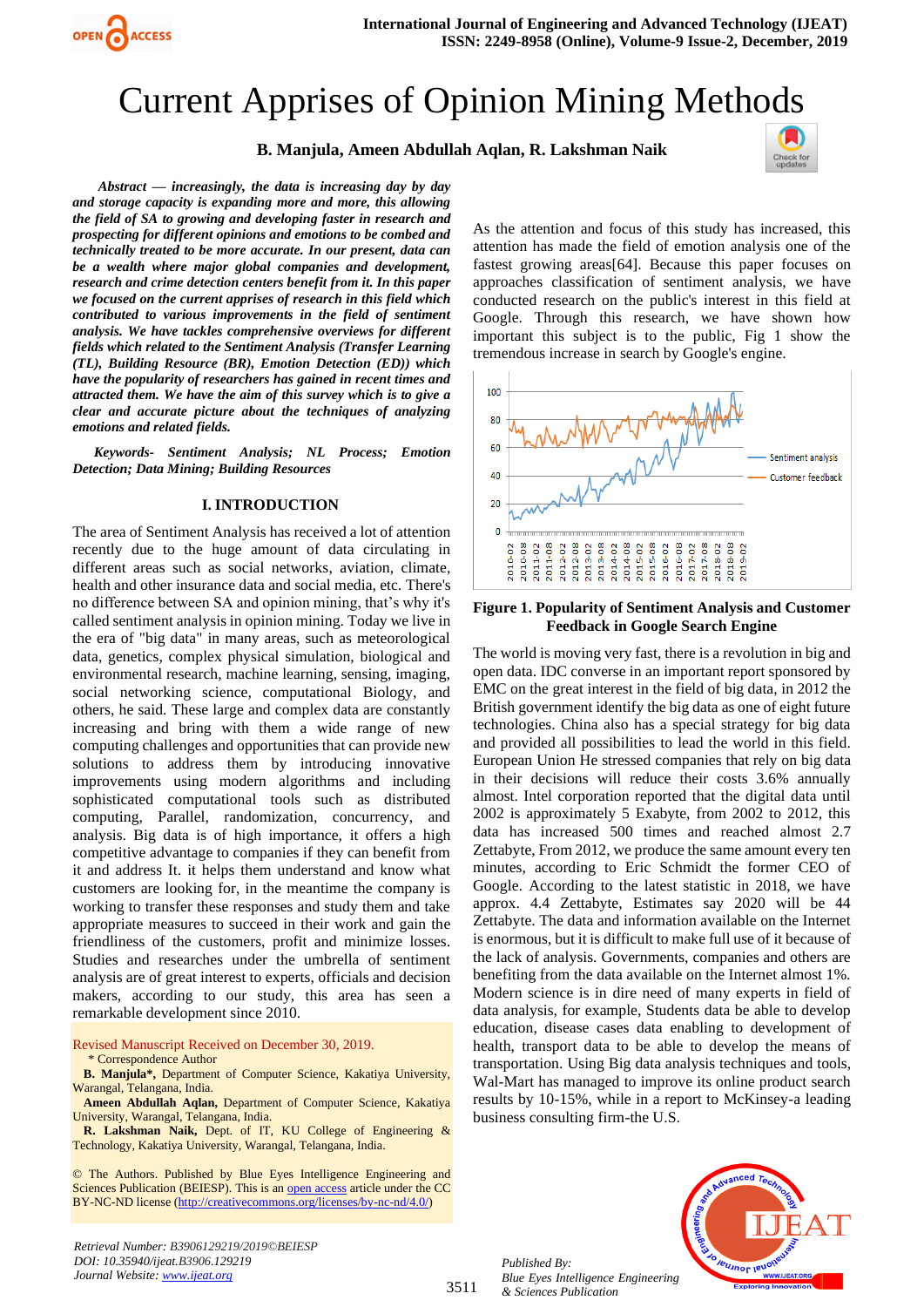# Current Apprises of Opinion Mining Methods

**B. Manjula, Ameen Abdullah Aqlan, R. Laksh­man Naik**

***Abstract — increasingly, the data is increasing day by day and storage capacity is expanding more and more, this allowing the field of SA to growing and developing faster in research and prospecting for different opinions and emotions to be combed and technically treated to be more accurate. In our present, data can be a wealth where major global companies and development, research and crime detection centers benefit from it. In this paper we focused on the current apprises of research in this field which contributed to various improvements in the field of sentiment analysis. We have tackles comprehensive overviews for different fields which related to the Sentiment Analysis (Transfer Learning (TL), Building Resource (BR), Emotion Detection (ED)) which have the popularity of researchers has gained in recent times and attracted them. We have the aim of this survey which is to give a clear and accurate picture about the techniques of analyzing emotions and related fields.***

***Keywords- Sentiment Analysis; NL Process; Emotion Detection; Data Mining; Building Resources***

## I. INTRODUCTION

The area of Sentiment Analysis has received a lot of attention recently due to the huge amount of data circulating in different areas such as social networks, aviation, climate, health and other insurance data and social media, etc. There's no difference between SA and opinion mining, that's why it's called sentiment analysis in opinion mining. Today we live in the era of "big data" in many areas, such as meteorological data, genetics, complex physical simulation, biological and environmental research, machine learning, sensing, imaging, social networking science, computational Biology, and others, he said. These large and complex data are constantly increasing and bring with them a wide range of new computing challenges and opportunities that can provide new solutions to address them by introducing innovative improvements using modern algorithms and including sophisticated computational tools such as distributed computing, Parallel, randomization, concurrency, and analysis. Big data is of high importance, it offers a high competitive advantage to companies if they can benefit from it and address It. it helps them understand and know what customers are looking for, in the meantime the company is working to transfer these responses and study them and take appropriate measures to succeed in their work and gain the friendliness of the customers, profit and minimize losses. Studies and researches under the umbrella of sentiment analysis are of great interest to experts, officials and decision makers, according to our study, this area has seen a remarkable development since 2010.

Revised Manuscript Received on December 30, 2019.

\* Correspondence Author

**B. Manjula\***, Department of Computer Science, Kakatiya University, Warangal, Telangana, India.

**Ameen Abdullah Aqlan,** Department of Computer Science, Kakatiya University, Warangal, Telangana, India.

**R. Lakshman Naik,** Dept. of IT, KU College of Engineering & Technology, Kakatiya University, Warangal, Telangana, India.

© The Authors. Published by Blue Eyes Intelligence Engineering and Sciences Publication (BEIESP). This is an open access article under the CC BY-NC-ND license (http://creativecommons.org/licenses/by-nc-nd/4.0/)

As the attention and focus of this study has increased, this attention has made the field of emotion analysis one of the fastest growing areas[64]. Because this paper focuses on approaches classification of sentiment analysis, we have conducted research on the public's interest in this field at Google. Through this research, we have shown how important this subject is to the public, Fig 1 show the tremendous increase in search by Google's engine.

**Figure 1. Popularity of Sentiment Analysis and Customer Feedback in Google Search Engine**

The world is moving very fast, there is a revolution in big and open data. IDC converse in an important report sponsored by EMC on the great interest in the field of big data, in 2012 the British government identify the big data as one of eight future technologies. China also has a special strategy for big data and provided all possibilities to lead the world in this field. European Union He stressed companies that rely on big data in their decisions will reduce their costs 3.6% annually almost. Intel corporation reported that the digital data until 2002 is approximately 5 Exabyte, from 2002 to 2012, this data has increased 500 times and reached almost 2.7 Zettabyte, From 2012, we produce the same amount every ten minutes, according to Eric Schmidt the former CEO of Google. According to the latest statistic in 2018, we have approx. 4.4 Zettabyte, Estimates say 2020 will be 44 Zettabyte. The data and information available on the Internet is enormous, but it is difficult to make full use of it because of the lack of analysis. Governments, companies and others are benefiting from the data available on the Internet almost 1%. Modern science is in dire need of many experts in field of data analysis, for example, Students data be able to develop education, disease cases data enabling to development of health, transport data to be able to develop the means of transportation. Using Big data analysis techniques and tools, Wal-Mart has managed to improve its online product search results by 10-15%, while in a report to McKinsey-a leading business consulting firm-the U.S.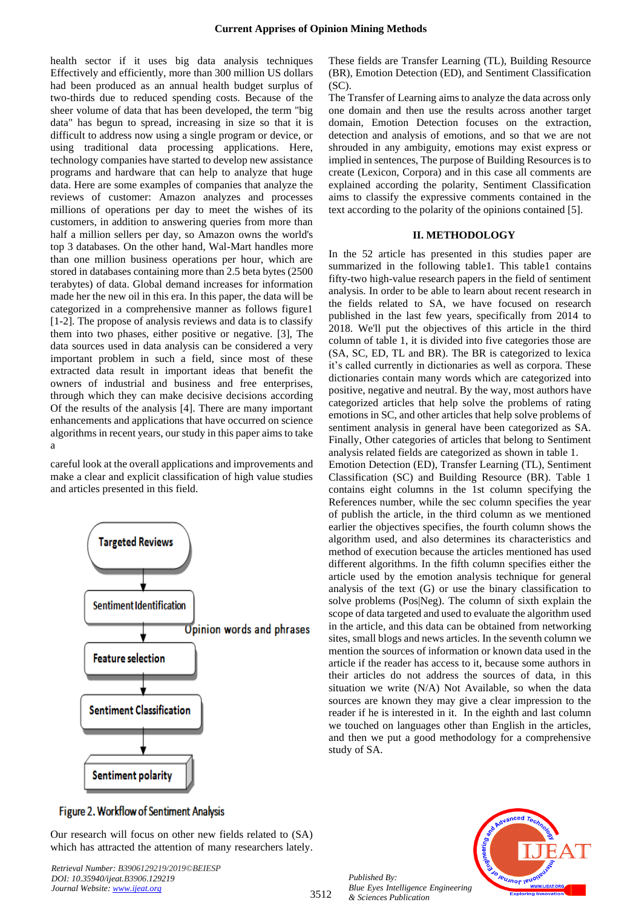health sector if it uses big data analysis techniques Effectively and efficiently, more than 300 million US dollars had been produced as an annual health budget surplus of two-thirds due to reduced spending costs. Because of the sheer volume of data that has been developed, the term "big data" has begun to spread, increasing in size so that it is difficult to address now using a single program or device, or using traditional data processing applications. Here, technology companies have started to develop new assistance programs and hardware that can help to analyze that huge data. Here are some examples of companies that analyze the reviews of customer: Amazon analyzes and processes millions of operations per day to meet the wishes of its customers, in addition to answering queries from more than half a million sellers per day, so Amazon owns the world's top 3 databases. On the other hand, Wal-Mart handles more than one million business operations per hour, which are stored in databases containing more than 2.5 beta bytes (2500 terabytes) of data. Global demand increases for information made her the new oil in this era. In this paper, the data will be categorized in a comprehensive manner as follows figure1 [1-2]. The propose of analysis reviews and data is to classify them into two phases, either positive or negative. [3], The data sources used in data analysis can be considered a very important problem in such a field, since most of these extracted data result in important ideas that benefit the owners of industrial and business and free enterprises, through which they can make decisive decisions according Of the results of the analysis [4]. There are many important enhancements and applications that have occurred on science algorithms in recent years, our study in this paper aims to take a

careful look at the overall applications and improvements and make a clear and explicit classification of high value studies and articles presented in this field.

Targeted Reviews → Sentiment Identification → (Opinion words and phrases) → Feature selection → Sentiment Classification → Sentiment polarity

Figure 2. Workflow of Sentiment Analysis

Our research will focus on other new fields related to (SA) which has attracted the attention of many researchers lately. These fields are Transfer Learning (TL), Building Resource (BR), Emotion Detection (ED), and Sentiment Classification (SC).

The Transfer of Learning aims to analyze the data across only one domain and then use the results across another target domain, Emotion Detection focuses on the extraction, detection and analysis of emotions, and so that we are not shrouded in any ambiguity, emotions may exist express or implied in sentences, The purpose of Building Resources is to create (Lexicon, Corpora) and in this case all comments are explained according the polarity, Sentiment Classification aims to classify the expressive comments contained in the text according to the polarity of the opinions contained [5].

## II. METHODOLOGY

In the 52 article has presented in this studies paper are summarized in the following table1. This table1 contains fifty-two high-value research papers in the field of sentiment analysis. In order to be able to learn about recent research in the fields related to SA, we have focused on research published in the last few years, specifically from 2014 to 2018. We'll put the objectives of this article in the third column of table 1, it is divided into five categories those are (SA, SC, ED, TL and BR). The BR is categorized to lexica it's called currently in dictionaries as well as corpora. These dictionaries contain many words which are categorized into positive, negative and neutral. By the way, most authors have categorized articles that help solve the problems of rating emotions in SC, and other articles that help solve problems of sentiment analysis in general have been categorized as SA. Finally, Other categories of articles that belong to Sentiment analysis related fields are categorized as shown in table 1. Emotion Detection (ED), Transfer Learning (TL), Sentiment Classification (SC) and Building Resource (BR). Table 1 contains eight columns in the 1st column specifying the References number, while the sec column specifies the year of publish the article, in the third column as we mentioned earlier the objectives specifies, the fourth column shows the algorithm used, and also determines its characteristics and method of execution because the articles mentioned has used different algorithms. In the fifth column specifies either the article used by the emotion analysis technique for general analysis of the text (G) or use the binary classification to solve problems (Pos|Neg). The column of sixth explain the scope of data targeted and used to evaluate the algorithm used in the article, and this data can be obtained from networking sites, small blogs and news articles. In the seventh column we mention the sources of information or known data used in the article if the reader has access to it, because some authors in their articles do not address the sources of data, in this situation we write (N/A) Not Available, so when the data sources are known they may give a clear impression to the reader if he is interested in it. In the eighth and last column we touched on languages other than English in the articles, and then we put a good methodology for a comprehensive study of SA.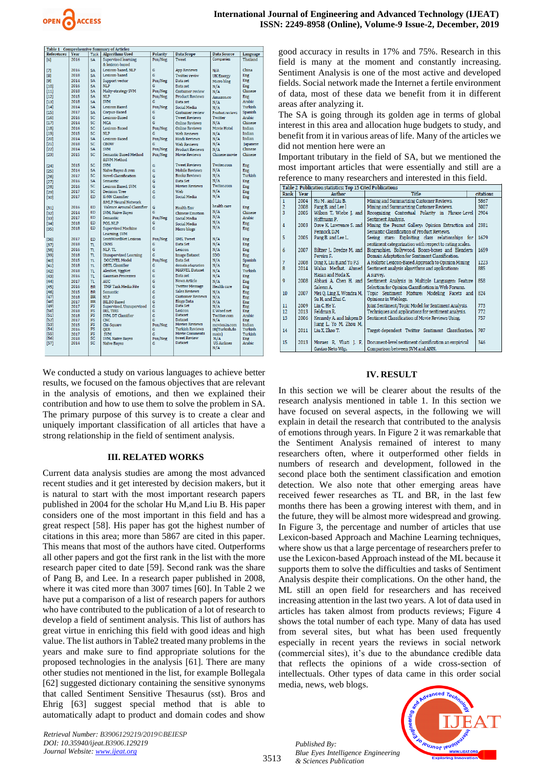Table 1 Comprehensive Summary of Articles

| References | Year | Task | Algorithms Used | Polarity | Data Scope | Data Source | Language |
|---|---|---|---|---|---|---|---|
| [6] | 2016 | SA | Supervised learning & lexicon-based | Pos/Neg | Tweet | Companies | Thailand |
| [7] | 2016 | SA | Lexicon-based, NLP | G | App Reviews | N/A | China |
| [8] | 2018 | SA | Lexicon-based | G | Twitter review | UK Energy | Eng |
| [9] | 2014 | SA | Support vector | Pos/Neg | Data set | Micro blog | Eng |
| [10] | 2016 | SA | NLP | G | Data set | N/A | Eng |
| [11] | 2018 | SA | Multy-strategy SVM | Pos/Neg | Costumer review | N/A | Chinese |
| [12] | 2015 | SA | NLP | Pos/Neg | Product Reviews | Amazon.co | Eng |
| [13] | 2018 | SA | SVM | G | Data set | N/A | Arabic |
| [14] | 2014 | SA | Lexicon Based | Pos/Neg | Social Media | N/A | Turkish |
| [15] | 2017 | SA | Corpus-Based | G | Costumer review | Product reviews | Spanish |
| [16] | 2016 | SC | Lexicon-Based | G | Tweet Reviews | Twitter | Arabic |
| [17] | 2014 | SC | MCA | G | Online Reviews | N/A | Chinese |
| [18] | 2016 | SC | Lexicon-Based | Pos/Neg | Online Reviews | Movie Hotel | Indian |
| [19] | 2015 | SC | NLP | G | Web Reviews | N/A | Indian |
| [20] | 2014 | SA | Lexicon-Based | Pos/Neg | Hindi Reviews | N/A | Indian |
| [21] | 2018 | SC | CBOW | G | Web Reviews | N/A | Japanese |
| [22] | 2014 | SA | SVM | Pos/Neg | Product Reviews | N/A | Chinese |
| [23] | 2015 | SC | Semantic Based Method &SVM Method | Pos/Neg | Movie Reviews | Chinese movie | Chinese |
| [24] | 2015 | SC | SVM | G | Tweet Reviews | Twiter.com | Eng |
| [25] | 2014 | SA | Naïve Bayes & svm | G | Mobile Reviews | N/A | Eng |
| [26] | 2017 | SC | Novel Classification | G | Books Reviews | N/A | Turkish |
| [27] | 2016 | SA | Semantic | G | Data Set | N/A | Eng |
| [28] | 2016 | SC | Lexicon Based, SVM | G | Movies Reviews | Twiter.com | Eng |
| [29] | 2017 | SC | Decision Tree | G | Web | N/A | Eng |
| [30] | 2017 | ED | K-NN Classifier &MLP Neural Network | G | Social Media | N/A | Eng |
| [31] | 2016 | ED | Valence Arousal Classifier | G | Health Env | health care | Eng |
| [32] | 2014 | ED | SVM, Naïve Bayes | G | Chinese Emotion | N/A | Chinese |
| [33] | 2017 | ED | Semantic | Pos/Neg | Social Media | N/A | Arabic |
| [34] | 2018 | ED | POS, NLP | G | Social Media | N/A | Eng |
| [35] | 2018 | ED | Supervised Machine Learning, SVM | G | Micro blogs | N/A | Eng |
| [36] | 2017 | ED | SentiWordNet Lexicon | Pos/Neg | SMS, Tweet | N/A | Eng |
| [37] | 2018 | TL | CNNS | G | Data Set | N/A | Eng |
| [38] | 2016 | TL | NLP, TL | G | Lexicon | N/A | Eng |
| [39] | 2018 | TL | Unsupervised Learning | G | Image Dataset | SDD | Eng |
| [40] | 2015 | TL | DOC2VEL Model | Pos/Neg | Data Set | N/A | Spanish |
| [41] | 2018 | TL | ORTL Classifier | G | domain adaptation | N/A | Eng |
| [42] | 2018 | TL | AlexNet, VggNet | G | MARVEL Dataset | N/A | Turkish |
| [43] | 2016 | TL | Gausnan Processes | G | Data set | N/A | Eng |
| [44] | 2017 | TL | AUC | G | News Article | N/A | Eng |
| [45] | 2016 | BR | TMP Task Media Fite | G | Twitter Message | Health care | Eng |
| [46] | 2015 | BR | Semantic | G | Sales Reviews | N/A | Eng |
| [47] | 2018 | BR | NLP | G | Customer Reviews | N/A | Eng |
| [48] | 2017 | BR | BILBO Based | G | Blogs Data | N/A | Eng |
| [49] | 2017 | FS | Supervised, Unsupervised | G | Data Set | N/A | Eng |
| [50] | 2018 | FS | IRS, TIRS | G | Lexicon | E Word net | Eng |
| [51] | 2018 | FS | SVM, DT Classifier | G | Dataset | Twitter.com | Arabic |
| [52] | 2017 | FS | CNC | G | Dataset | N/A | Eng |
| [53] | 2015 | FS | Chi-Square | Pos/Neg | Movies Reviews | movies.in.com | Indian |
| [54] | 2016 | FS | QER | G | Turkish Reviews | H(Turkish.do main) | Turkish |
| [55] | 2017 | FS | SVM | G | Movie Comments | N/A | Turkish |
| [56] | 2018 | SC | SVM, Naïve Bayes | Pos/Neg | tweet Review | N/A | Eng |
| [57] | 2014 | SC | Naïve Bayes | G | Dataset | US Airlines N/A | Arabic |

We conducted a study on various languages to achieve better results, we focused on the famous objectives that are relevant in the analysis of emotions, and then we explained their contribution and how to use them to solve the problem in SA. The primary purpose of this survey is to create a clear and uniquely important classification of all articles that have a strong relationship in the field of sentiment analysis.

## III. RELATED WORKS

Current data analysis studies are among the most advanced recent studies and it get interested by decision makers, but it is natural to start with the most important research papers published in 2004 for the scholar Hu M,and Liu B. His paper considers one of the most important in this field and has a great respect [58]. His paper has got the highest number of citations in this area; more than 5867 are cited in this paper. This means that most of the authors have cited. Outperforms all other papers and got the first rank in the list with the more research paper cited to date [59]. Second rank was the share of Pang B, and Lee. In a research paper published in 2008, where it was cited more than 3007 times [60]. In Table 2 we have put a comparison of a list of research papers for authors who have contributed to the publication of a lot of research to develop a field of sentiment analysis. This list of authors has great virtue in enriching this field with good ideas and high value. The list authors in Table2 treated many problems in the years and make sure to find appropriate solutions for the proposed technologies in the analysis [61]. There are many other studies not mentioned in the list, for example Bollegala [62] suggested dictionary containing the sensitive synonyms that called Sentiment Sensitive Thesaurus (sst). Bros and Ehrig [63] suggest special method that is able to automatically adapt to product and domain codes and show good accuracy in results in 17% and 75%. Research in this field is many at the moment and constantly increasing. Sentiment Analysis is one of the most active and developed fields. Social network made the Internet a fertile environment of data, most of these data we benefit from it in different areas after analyzing it.

The SA is going through its golden age in terms of global interest in this area and allocation huge budgets to study, and benefit from it in various areas of life. Many of the articles we did not mention here were an

Important tributary in the field of SA, but we mentioned the most important articles that were essentially and still are a reference to many researchers and interested in this field.

Table 2 Publication statistics: Top 15 Cited Publications

| Rank | Year | Author | Title | citations |
|---|---|---|---|---|
| 1 | 2004 | Hu M. and Liu B. | Mining and Summarizing Customer Reviews. | 5867 |
| 2 | 2008 | Pang B. and Lee l | Mining and Summarizing Customer Reviews. | 3007 |
| 3 | 2005 | Wilson T, Wiebe J. and Hoffmann P. | Recognizing Contextual Polarity in Phrase-Level Sentiment Analysis. | 2904 |
| 4 | 2003 | Dave K. Lawrence S. and Pennock D.M | Mining the Peanut Gallery: Opinion Extraction and Semantic Classification of Product Reviews. | 2381 |
| 5 | 2005 | Pang B. and Lee L. | Seeing stars: Exploiting class relationships for sentiment categorization with respect to rating scales. | 1679 |
| 6 | 2007 | Blitzer J., Dredze M. and Pereira F. | Biographies, Bollywood, Boom-boxes and Blenders: Domain Adaptation for Sentiment Classification. | 1659 |
| 7 | 2008 | Ding X, Liu B,and Yu P.S | A Holistic Lexicon-Based Approach to Opinion Mining | 1223 |
| 8 | 2014 | Walaa Medhat, Ahmed Hassan and Hoda K. | Sentiment analysis algorithms and applications: A survey. | 885 |
| 9 | 2008 | Abbasi A. Chen H. and Salem A. | Sentiment Analysis in Multiple Languages: Feature Selection for Opinion Classification in Web Forums. | 858 |
| 10 | 2007 | Mei Q, Ling X, Wondra M, Su H, and Zhai C. | Topic Sentiment Mixture: Modeling Facets and Opinions in Weblogs. | 824 |
| 11 | 2009 | Lin C, He Y. | Joint Sentiment/Topic Model for Sentiment Analysis. | 773 |
| 12 | 2013 | Feldman R. | Techniques and applications for sentiment analysis. | 772 |
| 13 | 2006 | Kennedy A. and Inkpen D | Sentiment Classification of Movie Reviews Using. | 757 |
| 14 | 2011 | Jiang L. Yo M. Zhou M. Liu X. Zhao T. | Target-dependent Twitter Sentiment Classification. | 707 |
| 15 | 2013 | Moraes R. Vlatti J. F. Gaviao Neto Wip. | Document-level sentiment classification an empirical Comparison between SVM and ANN. | 346 |

## IV. RESULT

In this section we will be clearer about the results of the research analysis mentioned in table 1. In this section we have focused on several aspects, in the following we will explain in detail the research that contributed to the analysis of emotions through years. In Figure 2 it was remarkable that the Sentiment Analysis remained of interest to many researchers often, where it outperformed other fields in numbers of research and development, followed in the second place both the sentiment classification and emotion detection. We also note that other emerging areas have received fewer researches as TL and BR, in the last few months there has been a growing interest with them, and in the future, they will be almost more widespread and growing. In Figure 3, the percentage and number of articles that use Lexicon-based Approach and Machine Learning techniques, where show us that a large percentage of researchers prefer to use the Lexicon-based Approach instead of the ML because it supports them to solve the difficulties and tasks of Sentiment Analysis despite their complications. On the other hand, the ML still an open field for researchers and has received increasing attention in the last two years. A lot of data used in articles has taken almost from products reviews; Figure 4 shows the total number of each type. Many of data has used from several sites, but what has been used frequently especially in recent years the reviews in social network (commercial sites), it's due to the abundance credible data that reflects the opinions of a wide cross-section of intellectuals. Other types of data came in this order social media, news, web blogs.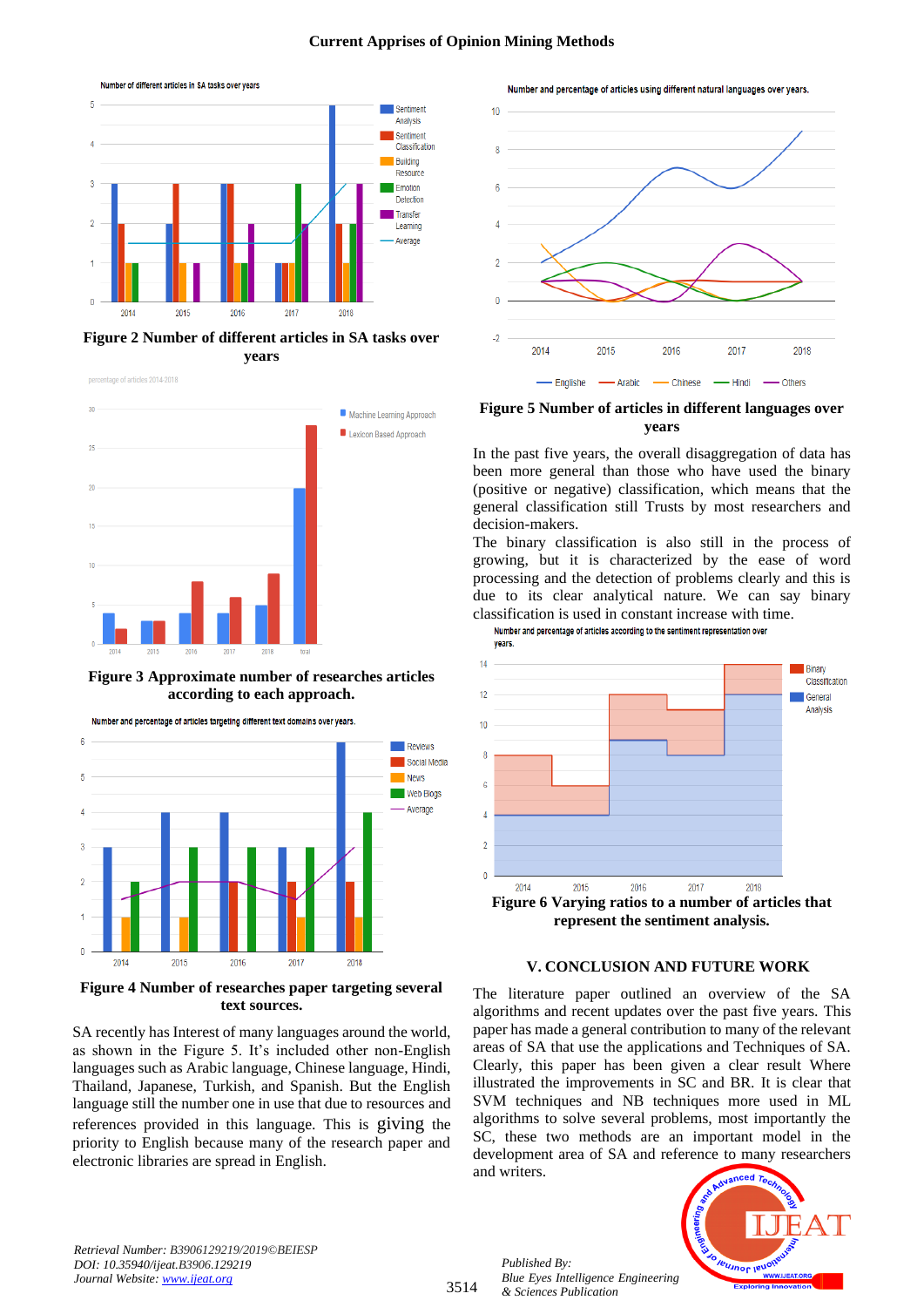**Figure 2 Number of different articles in SA tasks over years**

**Figure 3 Approximate number of researches articles according to each approach.**

**Figure 4 Number of researches paper targeting several text sources.**

SA recently has Interest of many languages around the world, as shown in the Figure 5. It's included other non-English languages such as Arabic language, Chinese language, Hindi, Thailand, Japanese, Turkish, and Spanish. But the English language still the number one in use that due to resources and references provided in this language. This is giving the priority to English because many of the research paper and electronic libraries are spread in English.

**Figure 5 Number of articles in different languages over years**

In the past five years, the overall disaggregation of data has been more general than those who have used the binary (positive or negative) classification, which means that the general classification still Trusts by most researchers and decision-makers.

The binary classification is also still in the process of growing, but it is characterized by the ease of word processing and the detection of problems clearly and this is due to its clear analytical nature. We can say binary classification is used in constant increase with time.

**Figure 6 Varying ratios to a number of articles that represent the sentiment analysis.**

## V. CONCLUSION AND FUTURE WORK

The literature paper outlined an overview of the SA algorithms and recent updates over the past five years. This paper has made a general contribution to many of the relevant areas of SA that use the applications and Techniques of SA. Clearly, this paper has been given a clear result Where illustrated the improvements in SC and BR. It is clear that SVM techniques and NB techniques more used in ML algorithms to solve several problems, most importantly the SC, these two methods are an important model in the development area of SA and reference to many researchers and writers.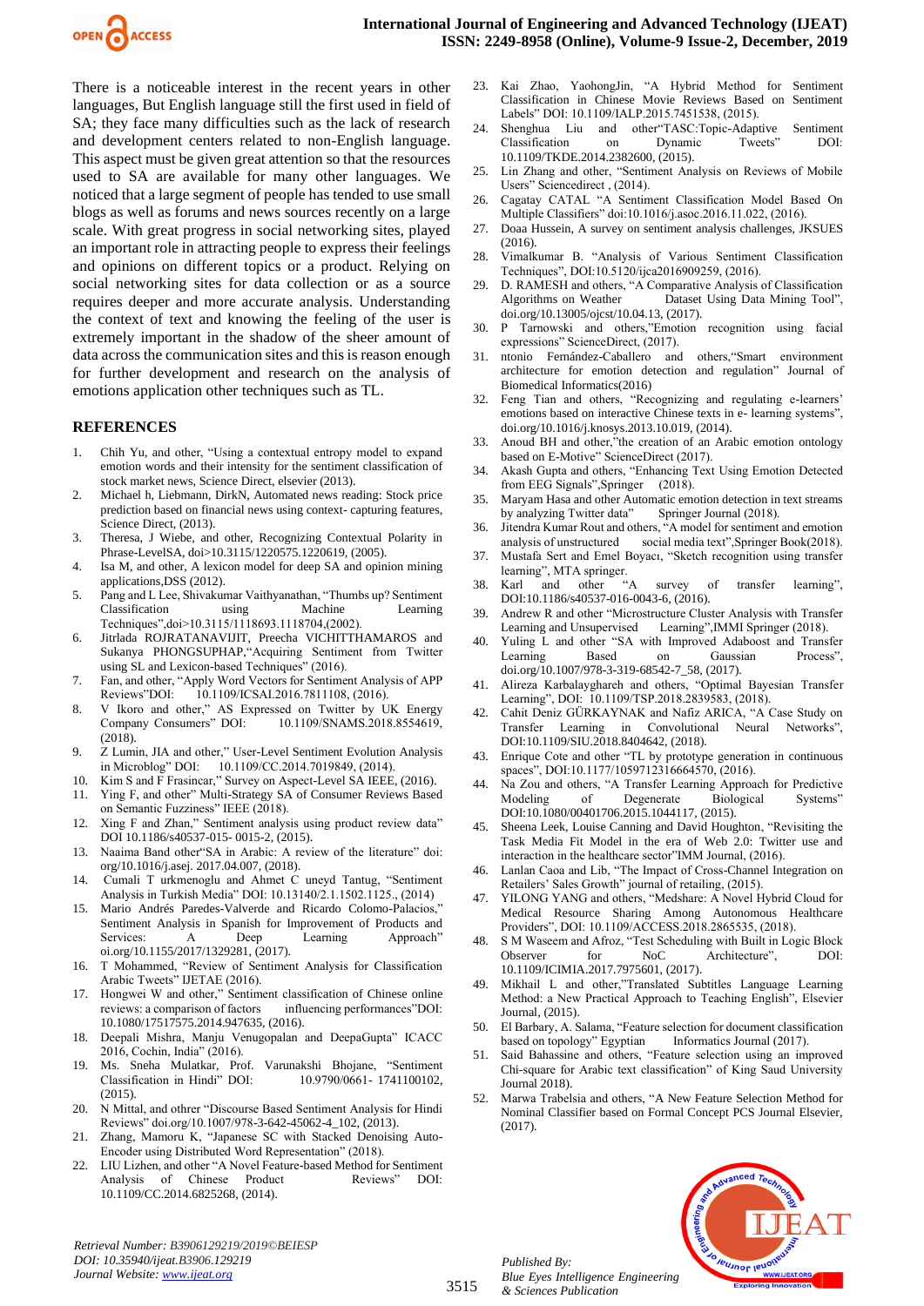There is a noticeable interest in the recent years in other languages, But English language still the first used in field of SA; they face many difficulties such as the lack of research and development centers related to non-English language. This aspect must be given great attention so that the resources used to SA are available for many other languages. We noticed that a large segment of people has tended to use small blogs as well as forums and news sources recently on a large scale. With great progress in social networking sites, played an important role in attracting people to express their feelings and opinions on different topics or a product. Relying on social networking sites for data collection or as a source requires deeper and more accurate analysis. Understanding the context of text and knowing the feeling of the user is extremely important in the shadow of the sheer amount of data across the communication sites and this is reason enough for further development and research on the analysis of emotions application other techniques such as TL.

## REFERENCES

1. Chih Yu, and other, "Using a contextual entropy model to expand emotion words and their intensity for the sentiment classification of stock market news, Science Direct, elsevier (2013).
2. Michael h, Liebmann, DirkN, Automated news reading: Stock price prediction based on financial news using context- capturing features, Science Direct, (2013).
3. Theresa, J Wiebe, and other, Recognizing Contextual Polarity in Phrase-LevelSA, doi>10.3115/1220575.1220619, (2005).
4. Isa M, and other, A lexicon model for deep SA and opinion mining applications,DSS (2012).
5. Pang and L Lee, Shivakumar Vaithyanathan, "Thumbs up? Sentiment Classification using Machine Learning Techniques",doi>10.3115/1118693.1118704,(2002).
6. Jitrlada ROJRATANAVIJIT, Preecha VICHITTHAMAROS and Sukanya PHONGSUPHAP,"Acquiring Sentiment from Twitter using SL and Lexicon-based Techniques" (2016).
7. Fan, and other, "Apply Word Vectors for Sentiment Analysis of APP Reviews"DOI: 10.1109/ICSAI.2016.7811108, (2016).
8. V Ikoro and other," AS Expressed on Twitter by UK Energy Company Consumers" DOI: 10.1109/SNAMS.2018.8554619, (2018).
9. Z Lumin, JIA and other," User-Level Sentiment Evolution Analysis in Microblog" DOI: 10.1109/CC.2014.7019849, (2014).
10. Kim S and F Frasincar," Survey on Aspect-Level SA IEEE, (2016).
11. Ying F, and other" Multi-Strategy SA of Consumer Reviews Based on Semantic Fuzziness" IEEE (2018).
12. Xing F and Zhan," Sentiment analysis using product review data" DOI 10.1186/s40537-015- 0015-2, (2015).
13. Naaima Band other"SA in Arabic: A review of the literature" doi: org/10.1016/j.asej. 2017.04.007, (2018).
14. Cumali T urkmenoglu and Ahmet C uneyd Tantug, "Sentiment Analysis in Turkish Media" DOI: 10.13140/2.1.1502.1125., (2014)
15. Mario Andrés Paredes-Valverde and Ricardo Colomo-Palacios," Sentiment Analysis in Spanish for Improvement of Products and Services: A Deep Learning Approach" oi.org/10.1155/2017/1329281, (2017).
16. T Mohammed, "Review of Sentiment Analysis for Classification Arabic Tweets" IJETAE (2016).
17. Hongwei W and other," Sentiment classification of Chinese online reviews: a comparison of factors influencing performances"DOI: 10.1080/17517575.2014.947635, (2016).
18. Deepali Mishra, Manju Venugopalan and DeepaGupta" ICACC 2016, Cochin, India" (2016).
19. Ms. Sneha Mulatkar, Prof. Varunakshi Bhojane, "Sentiment Classification in Hindi" DOI: 10.9790/0661- 1741100102, (2015).
20. N Mittal, and othrer "Discourse Based Sentiment Analysis for Hindi Reviews" doi.org/10.1007/978-3-642-45062-4_102, (2013).
21. Zhang, Mamoru K, "Japanese SC with Stacked Denoising Auto-Encoder using Distributed Word Representation" (2018).
22. LIU Lizhen, and other "A Novel Feature-based Method for Sentiment Analysis of Chinese Product Reviews" DOI: 10.1109/CC.2014.6825268, (2014).
23. Kai Zhao, YaohongJin, "A Hybrid Method for Sentiment Classification in Chinese Movie Reviews Based on Sentiment Labels" DOI: 10.1109/IALP.2015.7451538, (2015).
24. Shenghua Liu and other"TASC:Topic-Adaptive Sentiment Classification on Dynamic Tweets" DOI: 10.1109/TKDE.2014.2382600, (2015).
25. Lin Zhang and other, "Sentiment Analysis on Reviews of Mobile Users" Sciencedirect , (2014).
26. Cagatay CATAL "A Sentiment Classification Model Based On Multiple Classifiers" doi:10.1016/j.asoc.2016.11.022, (2016).
27. Doaa Hussein, A survey on sentiment analysis challenges, JKSUES (2016).
28. Vimalkumar B. "Analysis of Various Sentiment Classification Techniques", DOI:10.5120/ijca2016909259, (2016).
29. D. RAMESH and others, "A Comparative Analysis of Classification Algorithms on Weather Dataset Using Data Mining Tool", doi.org/10.13005/ojcst/10.04.13, (2017).
30. P Tarnowski and others,"Emotion recognition using facial expressions" ScienceDirect, (2017).
31. ntonio Fernández-Caballero and others,"Smart environment architecture for emotion detection and regulation" Journal of Biomedical Informatics(2016)
32. Feng Tian and others, "Recognizing and regulating e-learners' emotions based on interactive Chinese texts in e- learning systems", doi.org/10.1016/j.knosys.2013.10.019, (2014).
33. Anoud BH and other,"the creation of an Arabic emotion ontology based on E-Motive" ScienceDirect (2017).
34. Akash Gupta and others, "Enhancing Text Using Emotion Detected from EEG Signals",Springer (2018).
35. Maryam Hasa and other Automatic emotion detection in text streams by analyzing Twitter data" Springer Journal (2018).
36. Jitendra Kumar Rout and others, "A model for sentiment and emotion analysis of unstructured social media text",Springer Book(2018).
37. Mustafa Sert and Emel Boyacı, "Sketch recognition using transfer learning", MTA springer.
38. Karl and other "A survey of transfer learning", DOI:10.1186/s40537-016-0043-6, (2016).
39. Andrew R and other "Microstructure Cluster Analysis with Transfer Learning and Unsupervised Learning",IMMI Springer (2018).
40. Yuling L and other "SA with Improved Adaboost and Transfer Learning Based on Gaussian Process", doi.org/10.1007/978-3-319-68542-7_58, (2017).
41. Alireza Karbalayghareh and others, "Optimal Bayesian Transfer Learning", DOI: 10.1109/TSP.2018.2839583, (2018).
42. Cahit Deniz GÜRKAYNAK and Nafiz ARICA, "A Case Study on Transfer Learning in Convolutional Neural Networks", DOI:10.1109/SIU.2018.8404642, (2018).
43. Enrique Cote and other "TL by prototype generation in continuous spaces", DOI:10.1177/1059712316664570, (2016).
44. Na Zou and others, "A Transfer Learning Approach for Predictive Modeling of Degenerate Biological Systems" DOI:10.1080/00401706.2015.1044117, (2015).
45. Sheena Leek, Louise Canning and David Houghton, "Revisiting the Task Media Fit Model in the era of Web 2.0: Twitter use and interaction in the healthcare sector"IMM Journal, (2016).
46. Lanlan Caoa and Lib, "The Impact of Cross-Channel Integration on Retailers' Sales Growth" journal of retailing, (2015).
47. YILONG YANG and others, "Medshare: A Novel Hybrid Cloud for Medical Resource Sharing Among Autonomous Healthcare Providers", DOI: 10.1109/ACCESS.2018.2865535, (2018).
48. S M Waseem and Afroz, "Test Scheduling with Built in Logic Block Observer for NoC Architecture", DOI: 10.1109/ICIMIA.2017.7975601, (2017).
49. Mikhail L and other,"Translated Subtitles Language Learning Method: a New Practical Approach to Teaching English", Elsevier Journal, (2015).
50. El Barbary, A. Salama, "Feature selection for document classification based on topology" Egyptian Informatics Journal (2017).
51. Said Bahassine and others, "Feature selection using an improved Chi-square for Arabic text classification" of King Saud University Journal 2018).
52. Marwa Trabelsia and others, "A New Feature Selection Method for Nominal Classifier based on Formal Concept PCS Journal Elsevier, (2017).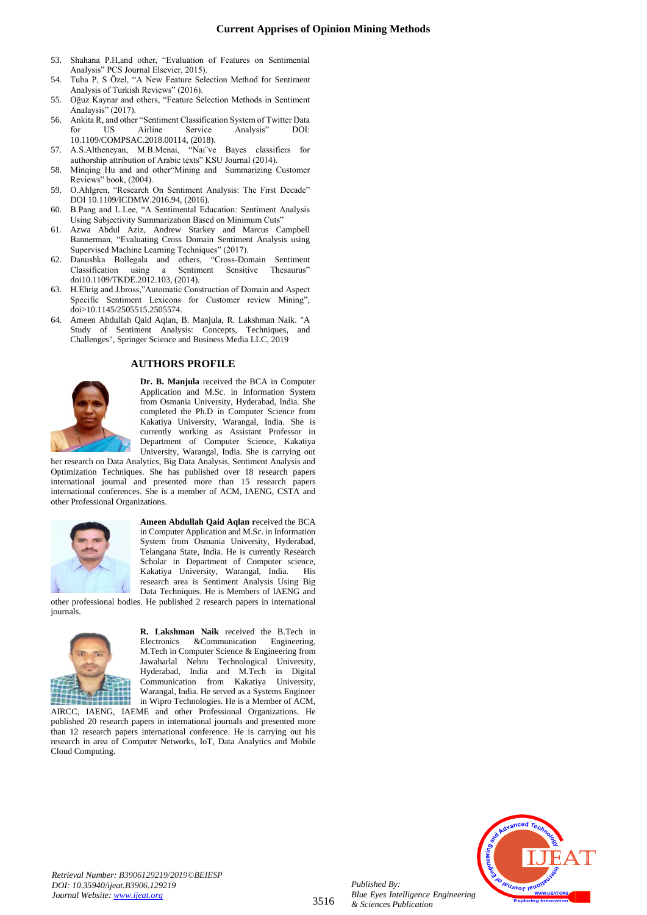53. Shahana P.H,and other, "Evaluation of Features on Sentimental Analysis" PCS Journal Elsevier, 2015).
54. Tuba P, S Özel, "A New Feature Selection Method for Sentiment Analysis of Turkish Reviews" (2016).
55. Oğuz Kaynar and others, "Feature Selection Methods in Sentiment Analaysis" (2017).
56. Ankita R, and other "Sentiment Classification System of Twitter Data for US Airline Service Analysis" DOI: 10.1109/COMPSAC.2018.00114, (2018).
57. A.S.Altheneyan, M.B.Menai, "Naı¨ve Bayes classifiers for authorship attribution of Arabic texts" KSU Journal (2014).
58. Minqing Hu and and other"Mining and Summarizing Customer Reviews" book, (2004).
59. O.Ahlgren, "Research On Sentiment Analysis: The First Decade" DOI 10.1109/ICDMW.2016.94, (2016).
60. B.Pang and L.Lee, "A Sentimental Education: Sentiment Analysis Using Subjectivity Summarization Based on Minimum Cuts"
61. Azwa Abdul Aziz, Andrew Starkey and Marcus Campbell Bannerman, "Evaluating Cross Domain Sentiment Analysis using Supervised Machine Learning Techniques" (2017).
62. Danushka Bollegala and others, "Cross-Domain Sentiment Classification using a Sentiment Sensitive Thesaurus" doi10.1109/TKDE.2012.103, (2014).
63. H.Ehrig and J.bross,"Automatic Construction of Domain and Aspect Specific Sentiment Lexicons for Customer review Mining", doi>10.1145/2505515.2505574.
64. Ameen Abdullah Qaid Aqlan, B. Manjula, R. Lakshman Naik. "A Study of Sentiment Analysis: Concepts, Techniques, and Challenges", Springer Science and Business Media LLC, 2019

## AUTHORS PROFILE

**Dr. B. Manjula** received the BCA in Computer Application and M.Sc. in Information System from Osmania University, Hyderabad, India. She completed the Ph.D in Computer Science from Kakatiya University, Warangal, India. She is currently working as Assistant Professor in Department of Computer Science, Kakatiya University, Warangal, India. She is carrying out her research on Data Analytics, Big Data Analysis, Sentiment Analysis and Optimization Techniques. She has published over 18 research papers international journal and presented more than 15 research papers international conferences. She is a member of ACM, IAENG, CSTA and other Professional Organizations.

**Ameen Abdullah Qaid Aqlan r**eceived the BCA in Computer Application and M.Sc. in Information System from Osmania University, Hyderabad, Telangana State, India. He is currently Research Scholar in Department of Computer science, Kakatiya University, Warangal, India. His research area is Sentiment Analysis Using Big Data Techniques. He is Members of IAENG and other professional bodies. He published 2 research papers in international journals.

**R. Lakshman Naik** received the B.Tech in Electronics &Communication Engineering, M.Tech in Computer Science & Engineering from Jawaharlal Nehru Technological University, Hyderabad, India and M.Tech in Digital Communication from Kakatiya University, Warangal, India. He served as a Systems Engineer in Wipro Technologies. He is a Member of ACM, AIRCC, IAENG, IAEME and other Professional Organizations. He published 20 research papers in international journals and presented more than 12 research papers international conference. He is carrying out his research in area of Computer Networks, IoT, Data Analytics and Mobile Cloud Computing.